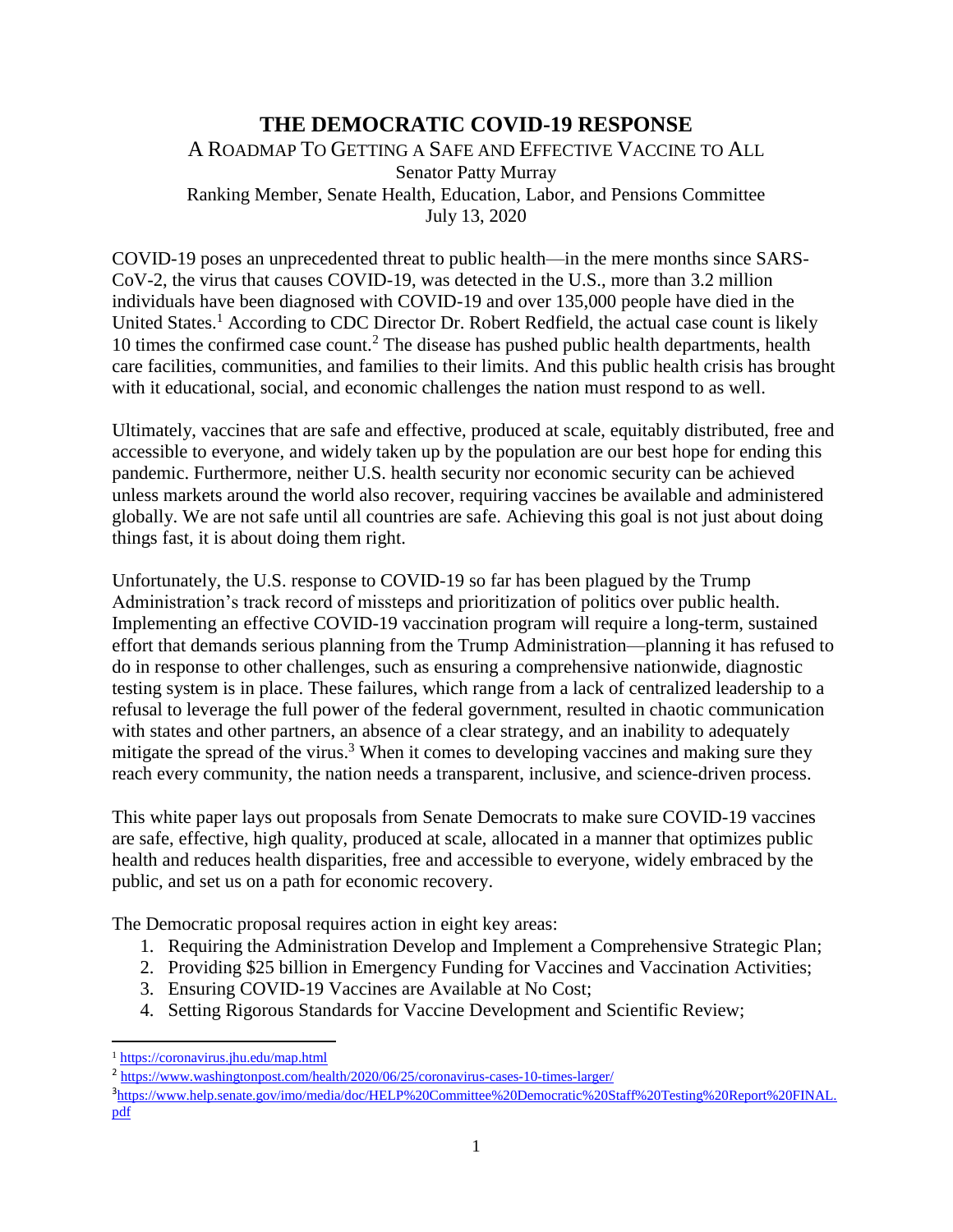# THE DEMOCRATIC COVID-19 RESPONSE

A ROADMAP TO GETTING A SAFE AND EFFECTIVE VACCINE TO ALL
Senator Patty Murray
Ranking Member, Senate Health, Education, Labor, and Pensions Committee
July 13, 2020

COVID-19 poses an unprecedented threat to public health—in the mere months since SARS-CoV-2, the virus that causes COVID-19, was detected in the U.S., more than 3.2 million individuals have been diagnosed with COVID-19 and over 135,000 people have died in the United States.[1] According to CDC Director Dr. Robert Redfield, the actual case count is likely 10 times the confirmed case count.[2] The disease has pushed public health departments, health care facilities, communities, and families to their limits. And this public health crisis has brought with it educational, social, and economic challenges the nation must respond to as well.

Ultimately, vaccines that are safe and effective, produced at scale, equitably distributed, free and accessible to everyone, and widely taken up by the population are our best hope for ending this pandemic. Furthermore, neither U.S. health security nor economic security can be achieved unless markets around the world also recover, requiring vaccines be available and administered globally. We are not safe until all countries are safe. Achieving this goal is not just about doing things fast, it is about doing them right.

Unfortunately, the U.S. response to COVID-19 so far has been plagued by the Trump Administration's track record of missteps and prioritization of politics over public health. Implementing an effective COVID-19 vaccination program will require a long-term, sustained effort that demands serious planning from the Trump Administration—planning it has refused to do in response to other challenges, such as ensuring a comprehensive nationwide, diagnostic testing system is in place. These failures, which range from a lack of centralized leadership to a refusal to leverage the full power of the federal government, resulted in chaotic communication with states and other partners, an absence of a clear strategy, and an inability to adequately mitigate the spread of the virus.[3] When it comes to developing vaccines and making sure they reach every community, the nation needs a transparent, inclusive, and science-driven process.

This white paper lays out proposals from Senate Democrats to make sure COVID-19 vaccines are safe, effective, high quality, produced at scale, allocated in a manner that optimizes public health and reduces health disparities, free and accessible to everyone, widely embraced by the public, and set us on a path for economic recovery.

The Democratic proposal requires action in eight key areas:

1. Requiring the Administration Develop and Implement a Comprehensive Strategic Plan;
2. Providing $25 billion in Emergency Funding for Vaccines and Vaccination Activities;
3. Ensuring COVID-19 Vaccines are Available at No Cost;
4. Setting Rigorous Standards for Vaccine Development and Scientific Review;

---

[1] https://coronavirus.jhu.edu/map.html

[2] https://www.washingtonpost.com/health/2020/06/25/coronavirus-cases-10-times-larger/

[3] https://www.help.senate.gov/imo/media/doc/HELP%20Committee%20Democratic%20Staff%20Testing%20Report%20FINAL.pdf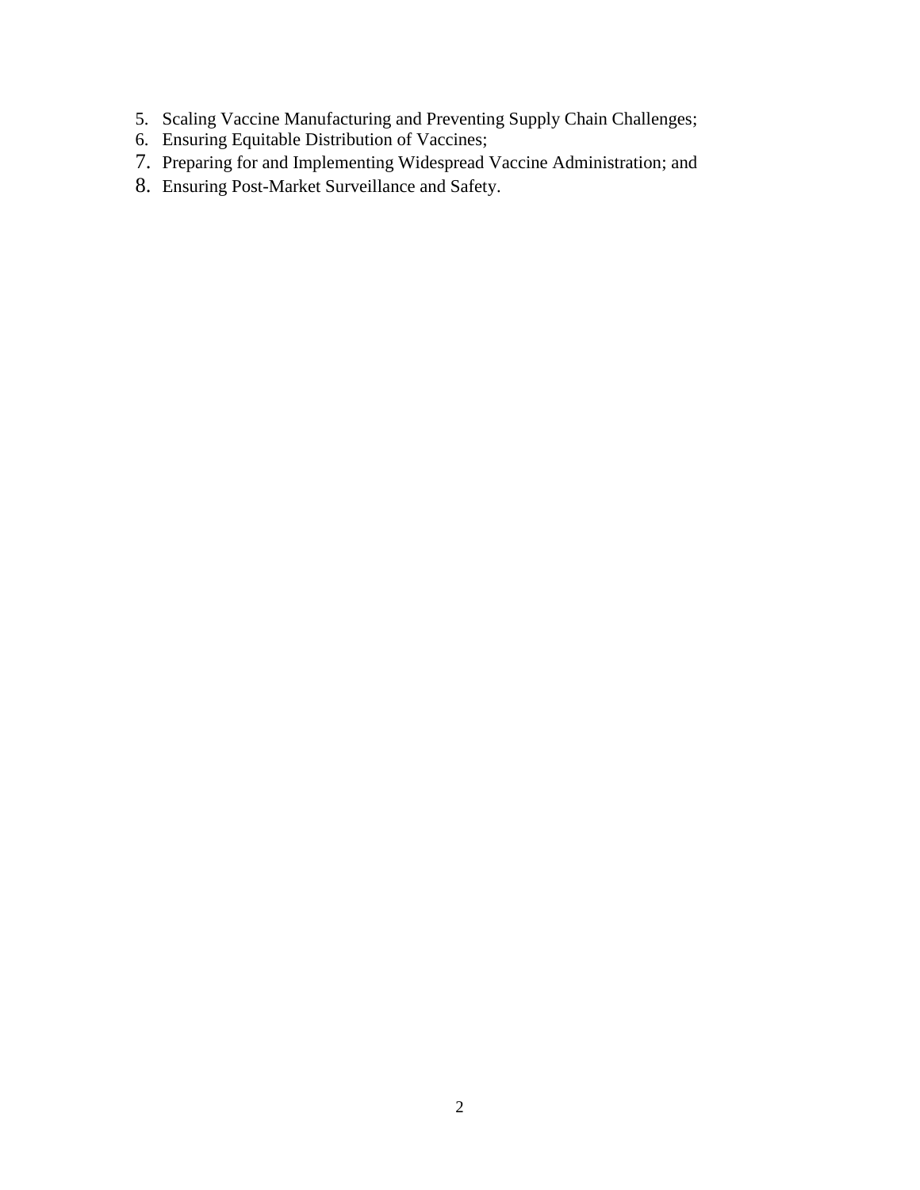5. Scaling Vaccine Manufacturing and Preventing Supply Chain Challenges;
6. Ensuring Equitable Distribution of Vaccines;
7. Preparing for and Implementing Widespread Vaccine Administration; and
8. Ensuring Post-Market Surveillance and Safety.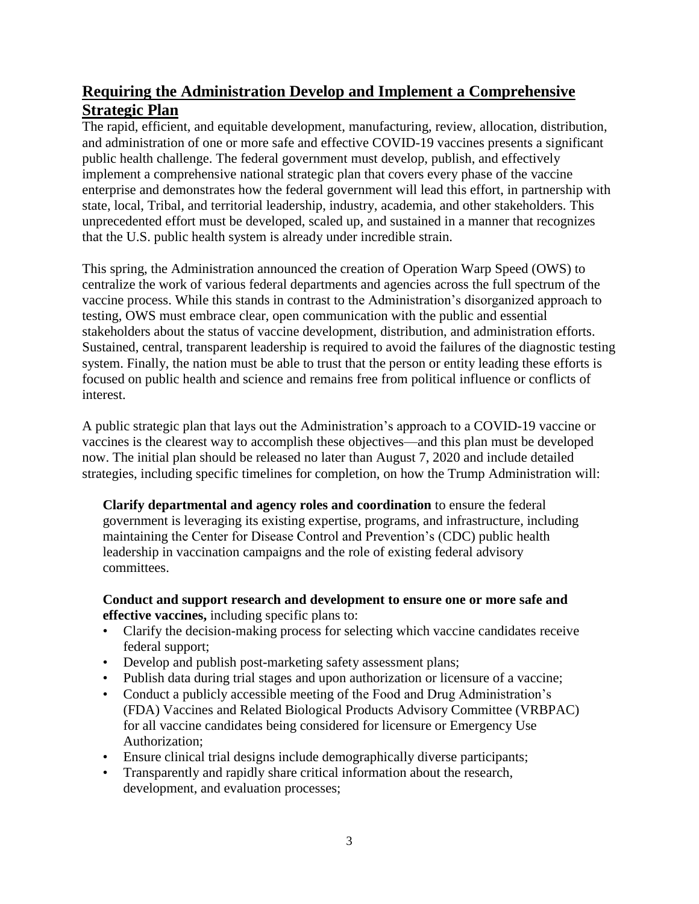## Requiring the Administration Develop and Implement a Comprehensive Strategic Plan

The rapid, efficient, and equitable development, manufacturing, review, allocation, distribution, and administration of one or more safe and effective COVID-19 vaccines presents a significant public health challenge. The federal government must develop, publish, and effectively implement a comprehensive national strategic plan that covers every phase of the vaccine enterprise and demonstrates how the federal government will lead this effort, in partnership with state, local, Tribal, and territorial leadership, industry, academia, and other stakeholders. This unprecedented effort must be developed, scaled up, and sustained in a manner that recognizes that the U.S. public health system is already under incredible strain.

This spring, the Administration announced the creation of Operation Warp Speed (OWS) to centralize the work of various federal departments and agencies across the full spectrum of the vaccine process. While this stands in contrast to the Administration's disorganized approach to testing, OWS must embrace clear, open communication with the public and essential stakeholders about the status of vaccine development, distribution, and administration efforts. Sustained, central, transparent leadership is required to avoid the failures of the diagnostic testing system. Finally, the nation must be able to trust that the person or entity leading these efforts is focused on public health and science and remains free from political influence or conflicts of interest.

A public strategic plan that lays out the Administration's approach to a COVID-19 vaccine or vaccines is the clearest way to accomplish these objectives—and this plan must be developed now. The initial plan should be released no later than August 7, 2020 and include detailed strategies, including specific timelines for completion, on how the Trump Administration will:

**Clarify departmental and agency roles and coordination** to ensure the federal government is leveraging its existing expertise, programs, and infrastructure, including maintaining the Center for Disease Control and Prevention's (CDC) public health leadership in vaccination campaigns and the role of existing federal advisory committees.

**Conduct and support research and development to ensure one or more safe and effective vaccines,** including specific plans to:

- Clarify the decision-making process for selecting which vaccine candidates receive federal support;
- Develop and publish post-marketing safety assessment plans;
- Publish data during trial stages and upon authorization or licensure of a vaccine;
- Conduct a publicly accessible meeting of the Food and Drug Administration's (FDA) Vaccines and Related Biological Products Advisory Committee (VRBPAC) for all vaccine candidates being considered for licensure or Emergency Use Authorization;
- Ensure clinical trial designs include demographically diverse participants;
- Transparently and rapidly share critical information about the research, development, and evaluation processes;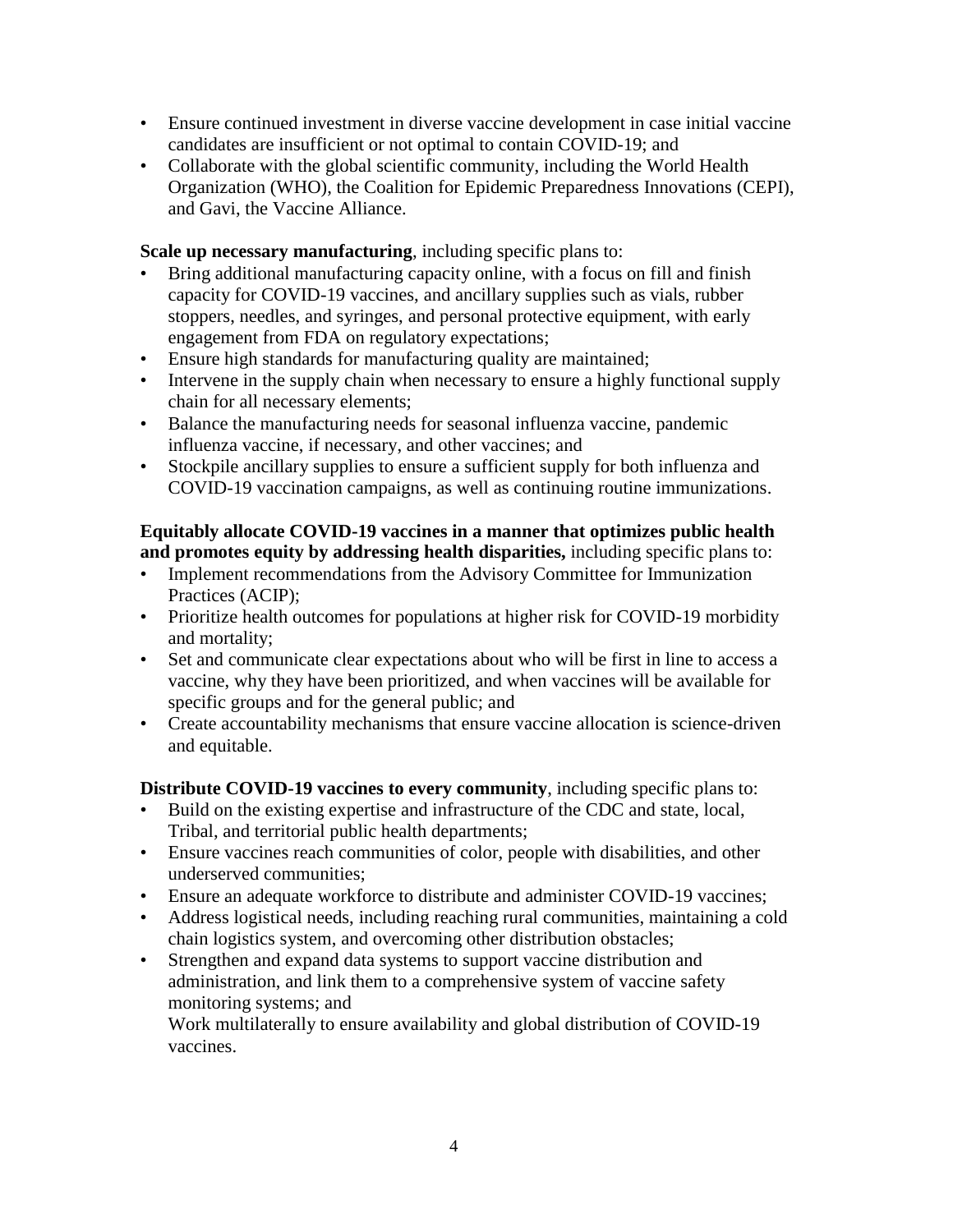- Ensure continued investment in diverse vaccine development in case initial vaccine candidates are insufficient or not optimal to contain COVID-19; and
- Collaborate with the global scientific community, including the World Health Organization (WHO), the Coalition for Epidemic Preparedness Innovations (CEPI), and Gavi, the Vaccine Alliance.

**Scale up necessary manufacturing**, including specific plans to:

- Bring additional manufacturing capacity online, with a focus on fill and finish capacity for COVID-19 vaccines, and ancillary supplies such as vials, rubber stoppers, needles, and syringes, and personal protective equipment, with early engagement from FDA on regulatory expectations;
- Ensure high standards for manufacturing quality are maintained;
- Intervene in the supply chain when necessary to ensure a highly functional supply chain for all necessary elements;
- Balance the manufacturing needs for seasonal influenza vaccine, pandemic influenza vaccine, if necessary, and other vaccines; and
- Stockpile ancillary supplies to ensure a sufficient supply for both influenza and COVID-19 vaccination campaigns, as well as continuing routine immunizations.

**Equitably allocate COVID-19 vaccines in a manner that optimizes public health and promotes equity by addressing health disparities,** including specific plans to:

- Implement recommendations from the Advisory Committee for Immunization Practices (ACIP);
- Prioritize health outcomes for populations at higher risk for COVID-19 morbidity and mortality;
- Set and communicate clear expectations about who will be first in line to access a vaccine, why they have been prioritized, and when vaccines will be available for specific groups and for the general public; and
- Create accountability mechanisms that ensure vaccine allocation is science-driven and equitable.

**Distribute COVID-19 vaccines to every community**, including specific plans to:

- Build on the existing expertise and infrastructure of the CDC and state, local, Tribal, and territorial public health departments;
- Ensure vaccines reach communities of color, people with disabilities, and other underserved communities;
- Ensure an adequate workforce to distribute and administer COVID-19 vaccines;
- Address logistical needs, including reaching rural communities, maintaining a cold chain logistics system, and overcoming other distribution obstacles;
- Strengthen and expand data systems to support vaccine distribution and administration, and link them to a comprehensive system of vaccine safety monitoring systems; and
  Work multilaterally to ensure availability and global distribution of COVID-19 vaccines.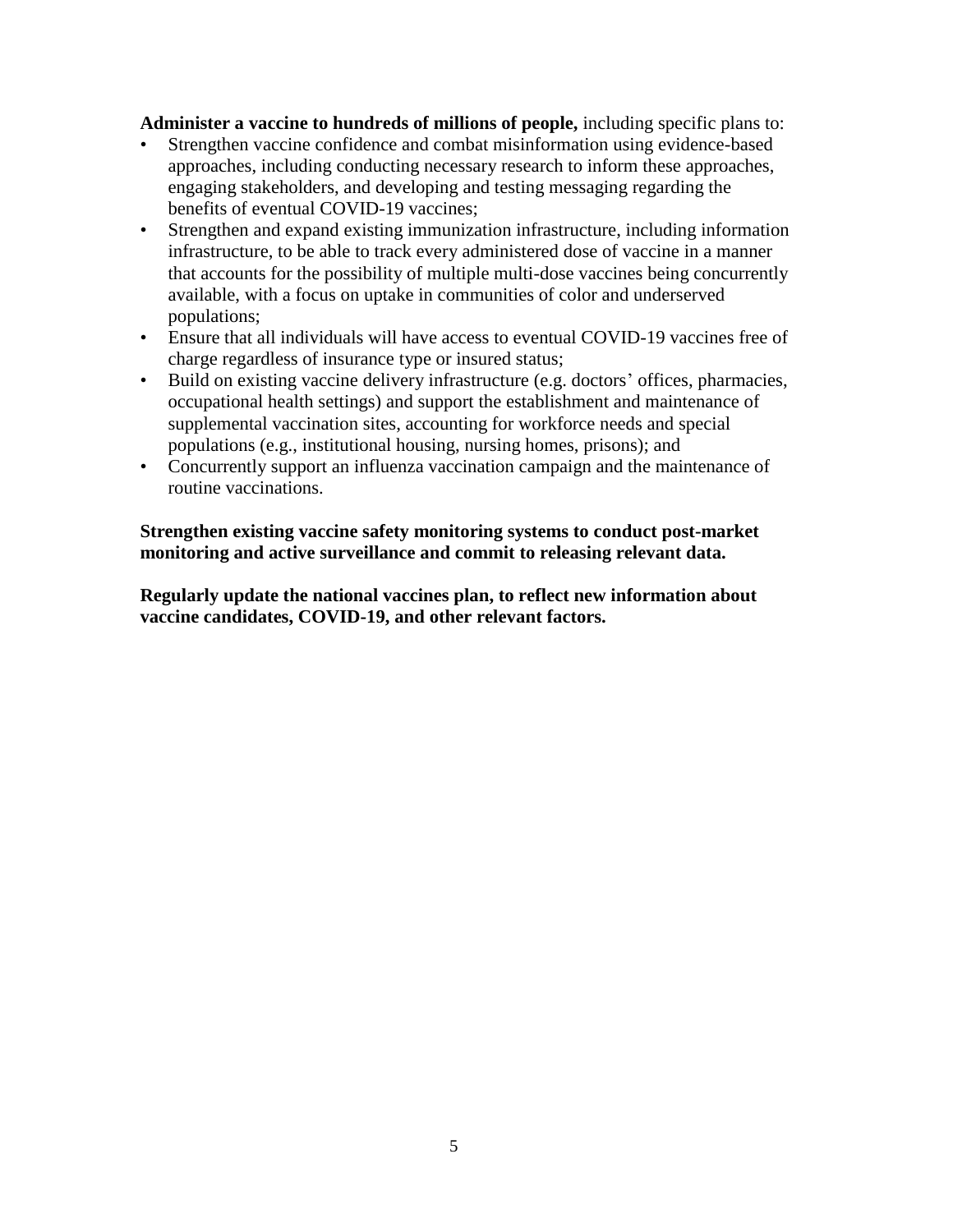**Administer a vaccine to hundreds of millions of people,** including specific plans to:

- Strengthen vaccine confidence and combat misinformation using evidence-based approaches, including conducting necessary research to inform these approaches, engaging stakeholders, and developing and testing messaging regarding the benefits of eventual COVID-19 vaccines;
- Strengthen and expand existing immunization infrastructure, including information infrastructure, to be able to track every administered dose of vaccine in a manner that accounts for the possibility of multiple multi-dose vaccines being concurrently available, with a focus on uptake in communities of color and underserved populations;
- Ensure that all individuals will have access to eventual COVID-19 vaccines free of charge regardless of insurance type or insured status;
- Build on existing vaccine delivery infrastructure (e.g. doctors' offices, pharmacies, occupational health settings) and support the establishment and maintenance of supplemental vaccination sites, accounting for workforce needs and special populations (e.g., institutional housing, nursing homes, prisons); and
- Concurrently support an influenza vaccination campaign and the maintenance of routine vaccinations.

**Strengthen existing vaccine safety monitoring systems to conduct post-market monitoring and active surveillance and commit to releasing relevant data.**

**Regularly update the national vaccines plan, to reflect new information about vaccine candidates, COVID-19, and other relevant factors.**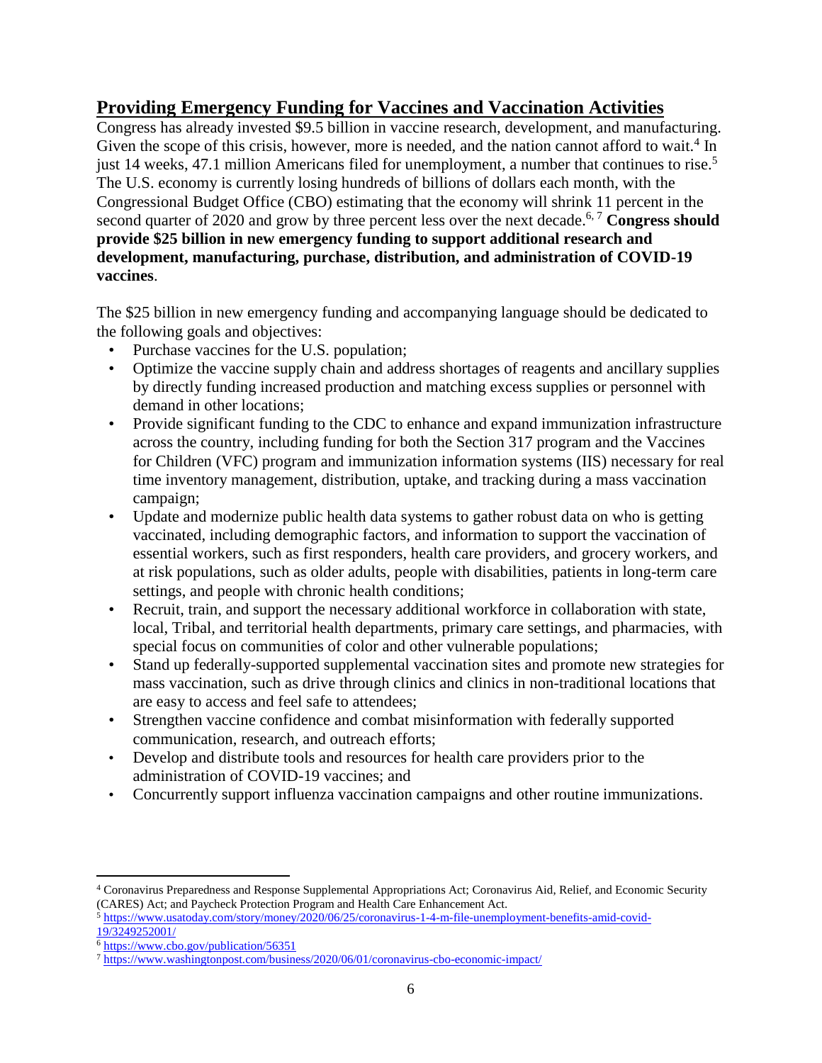## Providing Emergency Funding for Vaccines and Vaccination Activities

Congress has already invested $9.5 billion in vaccine research, development, and manufacturing. Given the scope of this crisis, however, more is needed, and the nation cannot afford to wait.[4] In just 14 weeks, 47.1 million Americans filed for unemployment, a number that continues to rise.[5] The U.S. economy is currently losing hundreds of billions of dollars each month, with the Congressional Budget Office (CBO) estimating that the economy will shrink 11 percent in the second quarter of 2020 and grow by three percent less over the next decade.[6, 7] **Congress should provide $25 billion in new emergency funding to support additional research and development, manufacturing, purchase, distribution, and administration of COVID-19 vaccines**.

The $25 billion in new emergency funding and accompanying language should be dedicated to the following goals and objectives:

- Purchase vaccines for the U.S. population;
- Optimize the vaccine supply chain and address shortages of reagents and ancillary supplies by directly funding increased production and matching excess supplies or personnel with demand in other locations;
- Provide significant funding to the CDC to enhance and expand immunization infrastructure across the country, including funding for both the Section 317 program and the Vaccines for Children (VFC) program and immunization information systems (IIS) necessary for real time inventory management, distribution, uptake, and tracking during a mass vaccination campaign;
- Update and modernize public health data systems to gather robust data on who is getting vaccinated, including demographic factors, and information to support the vaccination of essential workers, such as first responders, health care providers, and grocery workers, and at risk populations, such as older adults, people with disabilities, patients in long-term care settings, and people with chronic health conditions;
- Recruit, train, and support the necessary additional workforce in collaboration with state, local, Tribal, and territorial health departments, primary care settings, and pharmacies, with special focus on communities of color and other vulnerable populations;
- Stand up federally-supported supplemental vaccination sites and promote new strategies for mass vaccination, such as drive through clinics and clinics in non-traditional locations that are easy to access and feel safe to attendees;
- Strengthen vaccine confidence and combat misinformation with federally supported communication, research, and outreach efforts;
- Develop and distribute tools and resources for health care providers prior to the administration of COVID-19 vaccines; and
- Concurrently support influenza vaccination campaigns and other routine immunizations.

---

[4] Coronavirus Preparedness and Response Supplemental Appropriations Act; Coronavirus Aid, Relief, and Economic Security (CARES) Act; and Paycheck Protection Program and Health Care Enhancement Act.

[5] https://www.usatoday.com/story/money/2020/06/25/coronavirus-1-4-m-file-unemployment-benefits-amid-covid-19/3249252001/

[6] https://www.cbo.gov/publication/56351

[7] https://www.washingtonpost.com/business/2020/06/01/coronavirus-cbo-economic-impact/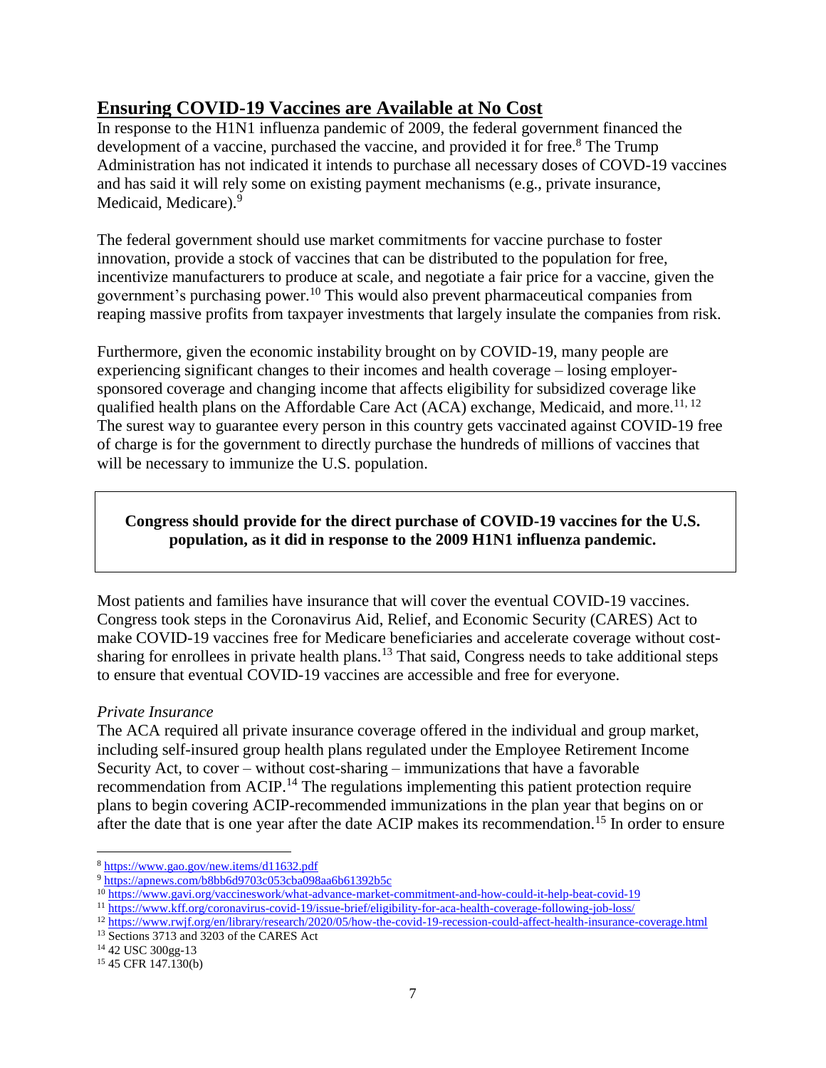## Ensuring COVID-19 Vaccines are Available at No Cost

In response to the H1N1 influenza pandemic of 2009, the federal government financed the development of a vaccine, purchased the vaccine, and provided it for free.[8] The Trump Administration has not indicated it intends to purchase all necessary doses of COVD-19 vaccines and has said it will rely some on existing payment mechanisms (e.g., private insurance, Medicaid, Medicare).[9]

The federal government should use market commitments for vaccine purchase to foster innovation, provide a stock of vaccines that can be distributed to the population for free, incentivize manufacturers to produce at scale, and negotiate a fair price for a vaccine, given the government's purchasing power.[10] This would also prevent pharmaceutical companies from reaping massive profits from taxpayer investments that largely insulate the companies from risk.

Furthermore, given the economic instability brought on by COVID-19, many people are experiencing significant changes to their incomes and health coverage – losing employer-sponsored coverage and changing income that affects eligibility for subsidized coverage like qualified health plans on the Affordable Care Act (ACA) exchange, Medicaid, and more.[11, 12] The surest way to guarantee every person in this country gets vaccinated against COVID-19 free of charge is for the government to directly purchase the hundreds of millions of vaccines that will be necessary to immunize the U.S. population.

**Congress should provide for the direct purchase of COVID-19 vaccines for the U.S. population, as it did in response to the 2009 H1N1 influenza pandemic.**

Most patients and families have insurance that will cover the eventual COVID-19 vaccines. Congress took steps in the Coronavirus Aid, Relief, and Economic Security (CARES) Act to make COVID-19 vaccines free for Medicare beneficiaries and accelerate coverage without cost-sharing for enrollees in private health plans.[13] That said, Congress needs to take additional steps to ensure that eventual COVID-19 vaccines are accessible and free for everyone.

*Private Insurance*

The ACA required all private insurance coverage offered in the individual and group market, including self-insured group health plans regulated under the Employee Retirement Income Security Act, to cover – without cost-sharing – immunizations that have a favorable recommendation from ACIP.[14] The regulations implementing this patient protection require plans to begin covering ACIP-recommended immunizations in the plan year that begins on or after the date that is one year after the date ACIP makes its recommendation.[15] In order to ensure

---

[8] https://www.gao.gov/new.items/d11632.pdf

[9] https://apnews.com/b8bb6d9703c053cba098aa6b61392b5c

[10] https://www.gavi.org/vaccineswork/what-advance-market-commitment-and-how-could-it-help-beat-covid-19

[11] https://www.kff.org/coronavirus-covid-19/issue-brief/eligibility-for-aca-health-coverage-following-job-loss/

[12] https://www.rwjf.org/en/library/research/2020/05/how-the-covid-19-recession-could-affect-health-insurance-coverage.html

[13] Sections 3713 and 3203 of the CARES Act

[14] 42 USC 300gg-13

[15] 45 CFR 147.130(b)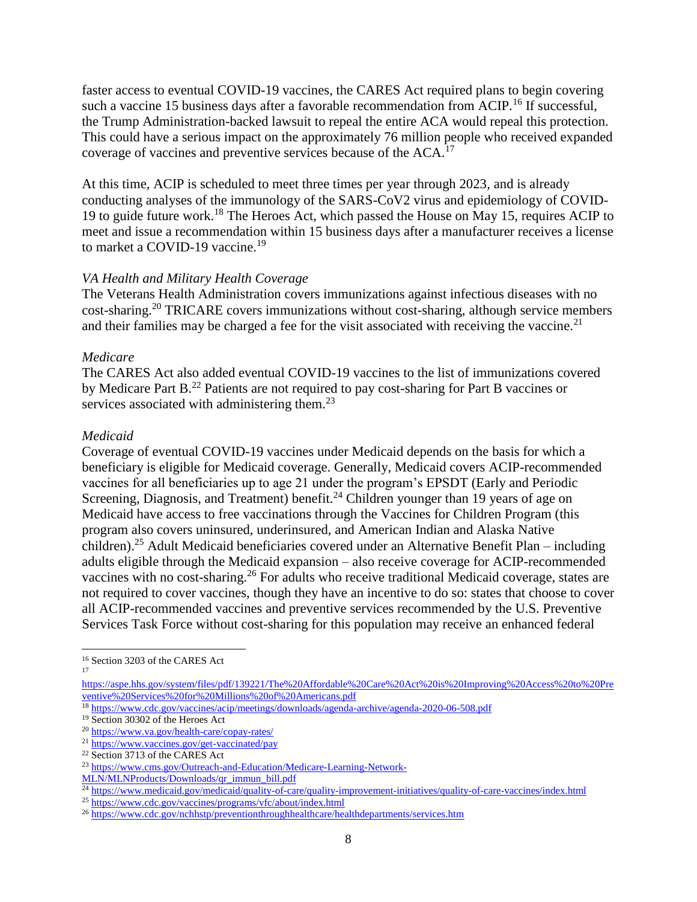faster access to eventual COVID-19 vaccines, the CARES Act required plans to begin covering such a vaccine 15 business days after a favorable recommendation from ACIP.[16] If successful, the Trump Administration-backed lawsuit to repeal the entire ACA would repeal this protection. This could have a serious impact on the approximately 76 million people who received expanded coverage of vaccines and preventive services because of the ACA.[17]

At this time, ACIP is scheduled to meet three times per year through 2023, and is already conducting analyses of the immunology of the SARS-CoV2 virus and epidemiology of COVID-19 to guide future work.[18] The Heroes Act, which passed the House on May 15, requires ACIP to meet and issue a recommendation within 15 business days after a manufacturer receives a license to market a COVID-19 vaccine.[19]

*VA Health and Military Health Coverage*

The Veterans Health Administration covers immunizations against infectious diseases with no cost-sharing.[20] TRICARE covers immunizations without cost-sharing, although service members and their families may be charged a fee for the visit associated with receiving the vaccine.[21]

*Medicare*

The CARES Act also added eventual COVID-19 vaccines to the list of immunizations covered by Medicare Part B.[22] Patients are not required to pay cost-sharing for Part B vaccines or services associated with administering them.[23]

*Medicaid*

Coverage of eventual COVID-19 vaccines under Medicaid depends on the basis for which a beneficiary is eligible for Medicaid coverage. Generally, Medicaid covers ACIP-recommended vaccines for all beneficiaries up to age 21 under the program's EPSDT (Early and Periodic Screening, Diagnosis, and Treatment) benefit.[24] Children younger than 19 years of age on Medicaid have access to free vaccinations through the Vaccines for Children Program (this program also covers uninsured, underinsured, and American Indian and Alaska Native children).[25] Adult Medicaid beneficiaries covered under an Alternative Benefit Plan – including adults eligible through the Medicaid expansion – also receive coverage for ACIP-recommended vaccines with no cost-sharing.[26] For adults who receive traditional Medicaid coverage, states are not required to cover vaccines, though they have an incentive to do so: states that choose to cover all ACIP-recommended vaccines and preventive services recommended by the U.S. Preventive Services Task Force without cost-sharing for this population may receive an enhanced federal

---

[16] Section 3203 of the CARES Act

[17] https://aspe.hhs.gov/system/files/pdf/139221/The%20Affordable%20Care%20Act%20is%20Improving%20Access%20to%20Preventive%20Services%20for%20Millions%20of%20Americans.pdf

[18] https://www.cdc.gov/vaccines/acip/meetings/downloads/agenda-archive/agenda-2020-06-508.pdf

[19] Section 30302 of the Heroes Act

[20] https://www.va.gov/health-care/copay-rates/

[21] https://www.vaccines.gov/get-vaccinated/pay

[22] Section 3713 of the CARES Act

[23] https://www.cms.gov/Outreach-and-Education/Medicare-Learning-Network-MLN/MLNProducts/Downloads/qr_immun_bill.pdf

[24] https://www.medicaid.gov/medicaid/quality-of-care/quality-improvement-initiatives/quality-of-care-vaccines/index.html

[25] https://www.cdc.gov/vaccines/programs/vfc/about/index.html

[26] https://www.cdc.gov/nchhstp/preventionthroughhealthcare/healthdepartments/services.htm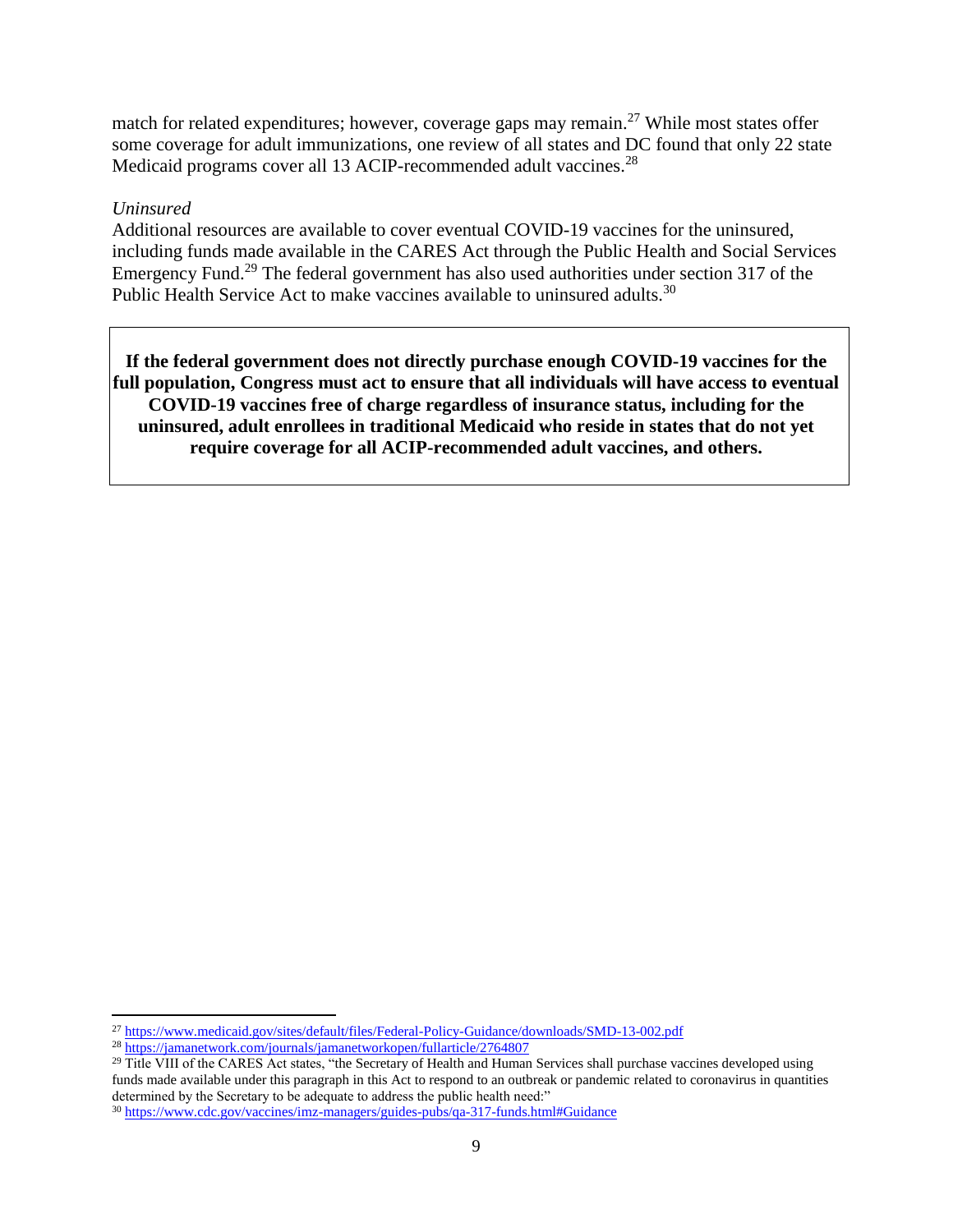match for related expenditures; however, coverage gaps may remain.[27] While most states offer some coverage for adult immunizations, one review of all states and DC found that only 22 state Medicaid programs cover all 13 ACIP-recommended adult vaccines.[28]

*Uninsured*

Additional resources are available to cover eventual COVID-19 vaccines for the uninsured, including funds made available in the CARES Act through the Public Health and Social Services Emergency Fund.[29] The federal government has also used authorities under section 317 of the Public Health Service Act to make vaccines available to uninsured adults.[30]

> **If the federal government does not directly purchase enough COVID-19 vaccines for the full population, Congress must act to ensure that all individuals will have access to eventual COVID-19 vaccines free of charge regardless of insurance status, including for the uninsured, adult enrollees in traditional Medicaid who reside in states that do not yet require coverage for all ACIP-recommended adult vaccines, and others.**

---

[27] https://www.medicaid.gov/sites/default/files/Federal-Policy-Guidance/downloads/SMD-13-002.pdf

[28] https://jamanetwork.com/journals/jamanetworkopen/fullarticle/2764807

[29] Title VIII of the CARES Act states, "the Secretary of Health and Human Services shall purchase vaccines developed using funds made available under this paragraph in this Act to respond to an outbreak or pandemic related to coronavirus in quantities determined by the Secretary to be adequate to address the public health need:"

[30] https://www.cdc.gov/vaccines/imz-managers/guides-pubs/qa-317-funds.html#Guidance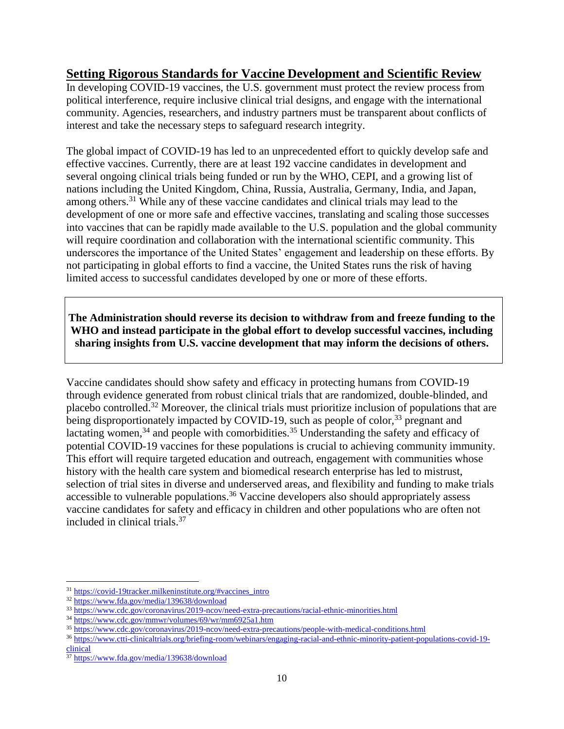## Setting Rigorous Standards for Vaccine Development and Scientific Review

In developing COVID-19 vaccines, the U.S. government must protect the review process from political interference, require inclusive clinical trial designs, and engage with the international community. Agencies, researchers, and industry partners must be transparent about conflicts of interest and take the necessary steps to safeguard research integrity.

The global impact of COVID-19 has led to an unprecedented effort to quickly develop safe and effective vaccines. Currently, there are at least 192 vaccine candidates in development and several ongoing clinical trials being funded or run by the WHO, CEPI, and a growing list of nations including the United Kingdom, China, Russia, Australia, Germany, India, and Japan, among others.[31] While any of these vaccine candidates and clinical trials may lead to the development of one or more safe and effective vaccines, translating and scaling those successes into vaccines that can be rapidly made available to the U.S. population and the global community will require coordination and collaboration with the international scientific community. This underscores the importance of the United States' engagement and leadership on these efforts. By not participating in global efforts to find a vaccine, the United States runs the risk of having limited access to successful candidates developed by one or more of these efforts.

**The Administration should reverse its decision to withdraw from and freeze funding to the WHO and instead participate in the global effort to develop successful vaccines, including sharing insights from U.S. vaccine development that may inform the decisions of others.**

Vaccine candidates should show safety and efficacy in protecting humans from COVID-19 through evidence generated from robust clinical trials that are randomized, double-blinded, and placebo controlled.[32] Moreover, the clinical trials must prioritize inclusion of populations that are being disproportionately impacted by COVID-19, such as people of color,[33] pregnant and lactating women,[34] and people with comorbidities.[35] Understanding the safety and efficacy of potential COVID-19 vaccines for these populations is crucial to achieving community immunity. This effort will require targeted education and outreach, engagement with communities whose history with the health care system and biomedical research enterprise has led to mistrust, selection of trial sites in diverse and underserved areas, and flexibility and funding to make trials accessible to vulnerable populations.[36] Vaccine developers also should appropriately assess vaccine candidates for safety and efficacy in children and other populations who are often not included in clinical trials.[37]

---

[31] https://covid-19tracker.milkeninstitute.org/#vaccines_intro

[32] https://www.fda.gov/media/139638/download

[33] https://www.cdc.gov/coronavirus/2019-ncov/need-extra-precautions/racial-ethnic-minorities.html

[34] https://www.cdc.gov/mmwr/volumes/69/wr/mm6925a1.htm

[35] https://www.cdc.gov/coronavirus/2019-ncov/need-extra-precautions/people-with-medical-conditions.html

[36] https://www.ctti-clinicaltrials.org/briefing-room/webinars/engaging-racial-and-ethnic-minority-patient-populations-covid-19-clinical

[37] https://www.fda.gov/media/139638/download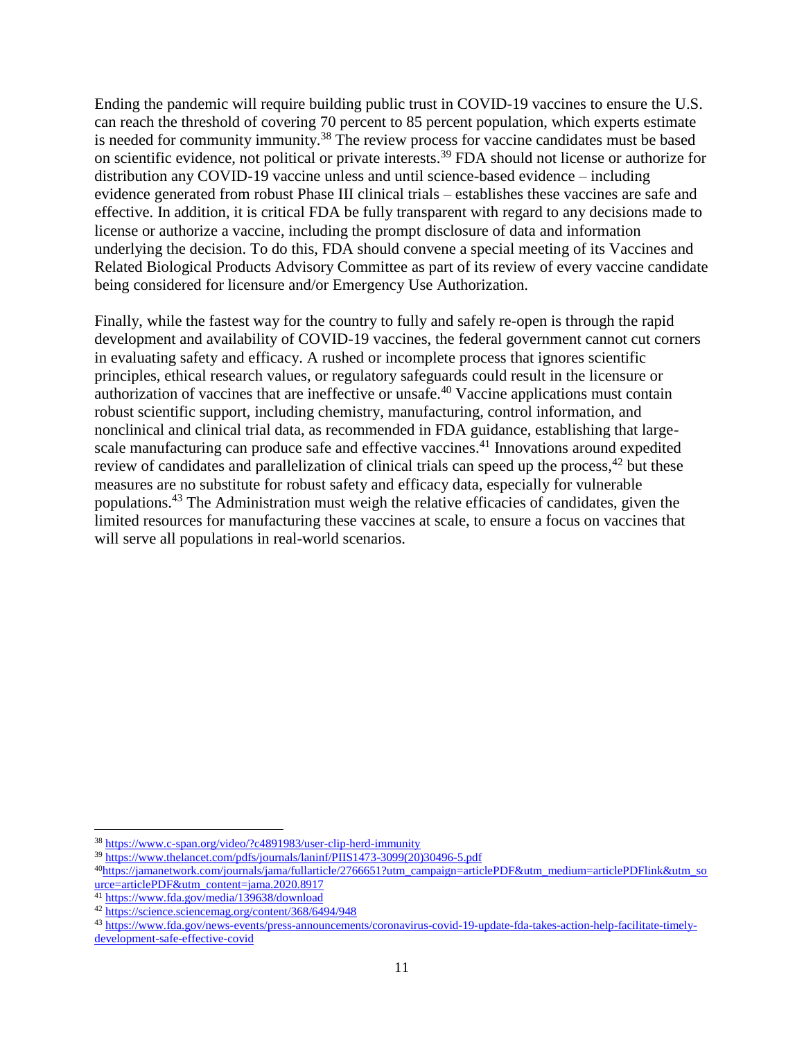Ending the pandemic will require building public trust in COVID-19 vaccines to ensure the U.S. can reach the threshold of covering 70 percent to 85 percent population, which experts estimate is needed for community immunity.[38] The review process for vaccine candidates must be based on scientific evidence, not political or private interests.[39] FDA should not license or authorize for distribution any COVID-19 vaccine unless and until science-based evidence – including evidence generated from robust Phase III clinical trials – establishes these vaccines are safe and effective. In addition, it is critical FDA be fully transparent with regard to any decisions made to license or authorize a vaccine, including the prompt disclosure of data and information underlying the decision. To do this, FDA should convene a special meeting of its Vaccines and Related Biological Products Advisory Committee as part of its review of every vaccine candidate being considered for licensure and/or Emergency Use Authorization.

Finally, while the fastest way for the country to fully and safely re-open is through the rapid development and availability of COVID-19 vaccines, the federal government cannot cut corners in evaluating safety and efficacy. A rushed or incomplete process that ignores scientific principles, ethical research values, or regulatory safeguards could result in the licensure or authorization of vaccines that are ineffective or unsafe.[40] Vaccine applications must contain robust scientific support, including chemistry, manufacturing, control information, and nonclinical and clinical trial data, as recommended in FDA guidance, establishing that large-scale manufacturing can produce safe and effective vaccines.[41] Innovations around expedited review of candidates and parallelization of clinical trials can speed up the process,[42] but these measures are no substitute for robust safety and efficacy data, especially for vulnerable populations.[43] The Administration must weigh the relative efficacies of candidates, given the limited resources for manufacturing these vaccines at scale, to ensure a focus on vaccines that will serve all populations in real-world scenarios.

---

[38] https://www.c-span.org/video/?c4891983/user-clip-herd-immunity

[39] https://www.thelancet.com/pdfs/journals/laninf/PIIS1473-3099(20)30496-5.pdf

[40] https://jamanetwork.com/journals/jama/fullarticle/2766651?utm_campaign=articlePDF&utm_medium=articlePDFlink&utm_source=articlePDF&utm_content=jama.2020.8917

[41] https://www.fda.gov/media/139638/download

[42] https://science.sciencemag.org/content/368/6494/948

[43] https://www.fda.gov/news-events/press-announcements/coronavirus-covid-19-update-fda-takes-action-help-facilitate-timely-development-safe-effective-covid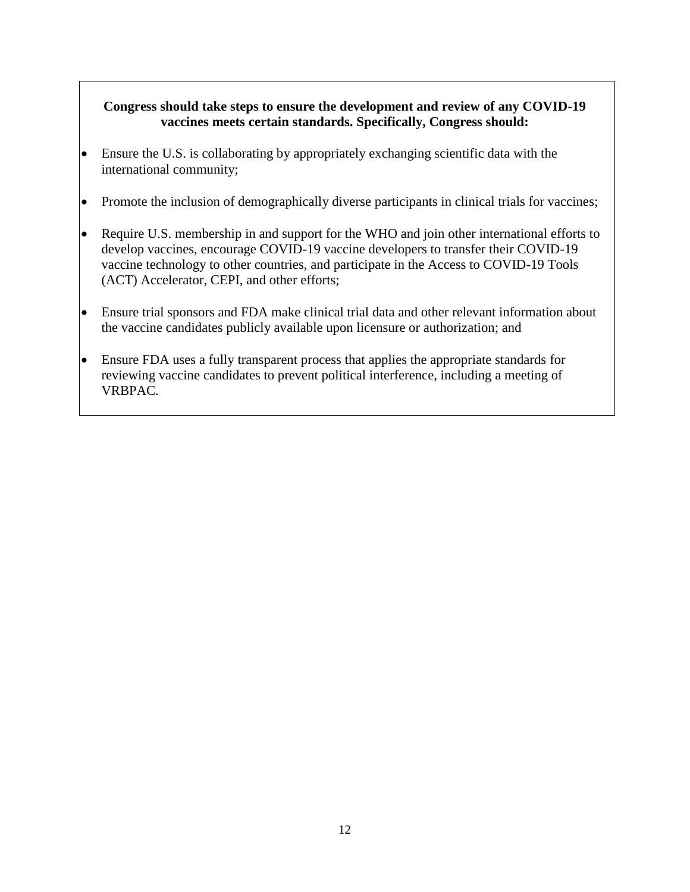**Congress should take steps to ensure the development and review of any COVID-19 vaccines meets certain standards. Specifically, Congress should:**

- Ensure the U.S. is collaborating by appropriately exchanging scientific data with the international community;
- Promote the inclusion of demographically diverse participants in clinical trials for vaccines;
- Require U.S. membership in and support for the WHO and join other international efforts to develop vaccines, encourage COVID-19 vaccine developers to transfer their COVID-19 vaccine technology to other countries, and participate in the Access to COVID-19 Tools (ACT) Accelerator, CEPI, and other efforts;
- Ensure trial sponsors and FDA make clinical trial data and other relevant information about the vaccine candidates publicly available upon licensure or authorization; and
- Ensure FDA uses a fully transparent process that applies the appropriate standards for reviewing vaccine candidates to prevent political interference, including a meeting of VRBPAC.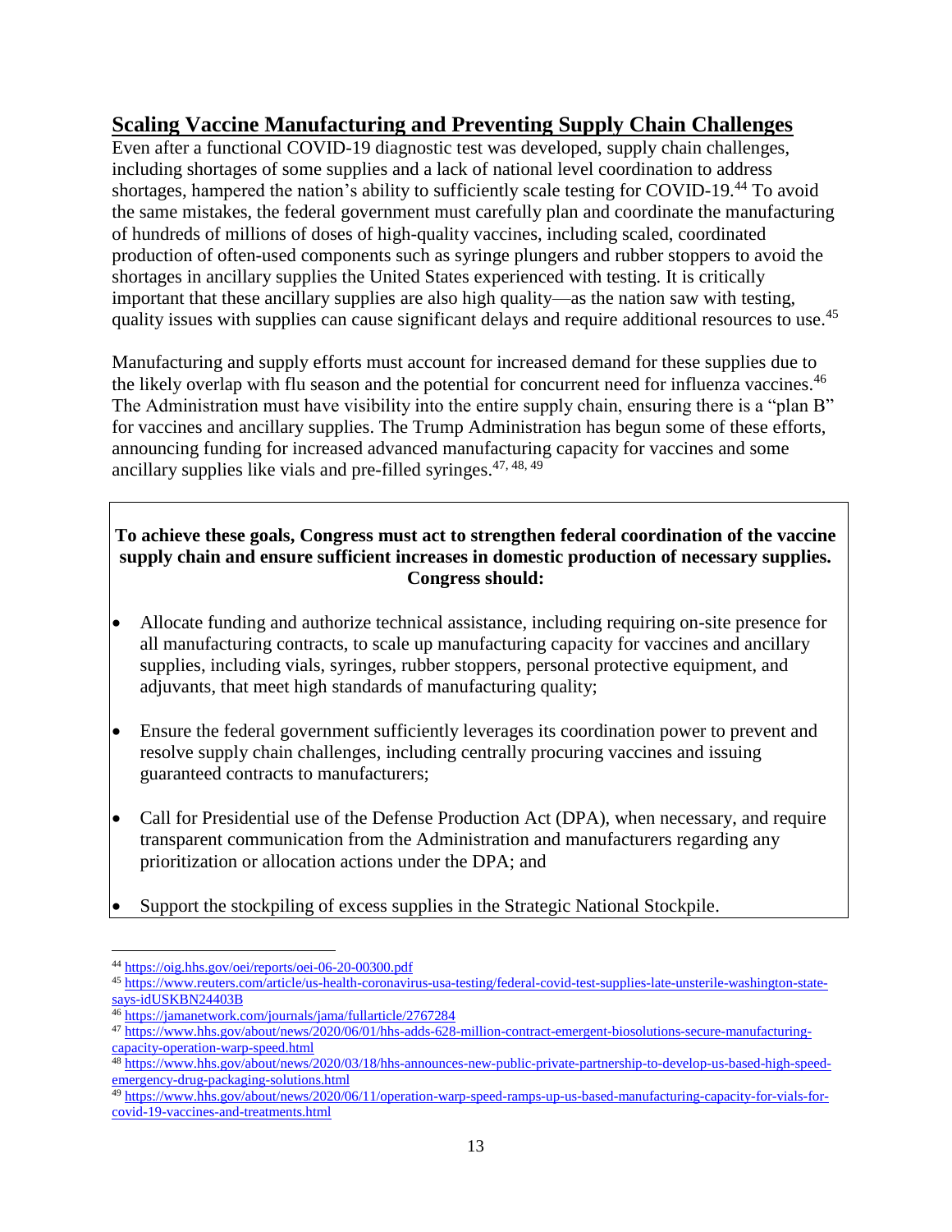## Scaling Vaccine Manufacturing and Preventing Supply Chain Challenges

Even after a functional COVID-19 diagnostic test was developed, supply chain challenges, including shortages of some supplies and a lack of national level coordination to address shortages, hampered the nation's ability to sufficiently scale testing for COVID-19.[44] To avoid the same mistakes, the federal government must carefully plan and coordinate the manufacturing of hundreds of millions of doses of high-quality vaccines, including scaled, coordinated production of often-used components such as syringe plungers and rubber stoppers to avoid the shortages in ancillary supplies the United States experienced with testing. It is critically important that these ancillary supplies are also high quality—as the nation saw with testing, quality issues with supplies can cause significant delays and require additional resources to use.[45]

Manufacturing and supply efforts must account for increased demand for these supplies due to the likely overlap with flu season and the potential for concurrent need for influenza vaccines.[46] The Administration must have visibility into the entire supply chain, ensuring there is a "plan B" for vaccines and ancillary supplies. The Trump Administration has begun some of these efforts, announcing funding for increased advanced manufacturing capacity for vaccines and some ancillary supplies like vials and pre-filled syringes.[47, 48, 49]

**To achieve these goals, Congress must act to strengthen federal coordination of the vaccine supply chain and ensure sufficient increases in domestic production of necessary supplies. Congress should:**

- Allocate funding and authorize technical assistance, including requiring on-site presence for all manufacturing contracts, to scale up manufacturing capacity for vaccines and ancillary supplies, including vials, syringes, rubber stoppers, personal protective equipment, and adjuvants, that meet high standards of manufacturing quality;
- Ensure the federal government sufficiently leverages its coordination power to prevent and resolve supply chain challenges, including centrally procuring vaccines and issuing guaranteed contracts to manufacturers;
- Call for Presidential use of the Defense Production Act (DPA), when necessary, and require transparent communication from the Administration and manufacturers regarding any prioritization or allocation actions under the DPA; and
- Support the stockpiling of excess supplies in the Strategic National Stockpile.

---

[44] https://oig.hhs.gov/oei/reports/oei-06-20-00300.pdf

[45] https://www.reuters.com/article/us-health-coronavirus-usa-testing/federal-covid-test-supplies-late-unsterile-washington-state-says-idUSKBN24403B

[46] https://jamanetwork.com/journals/jama/fullarticle/2767284

[47] https://www.hhs.gov/about/news/2020/06/01/hhs-adds-628-million-contract-emergent-biosolutions-secure-manufacturing-capacity-operation-warp-speed.html

[48] https://www.hhs.gov/about/news/2020/03/18/hhs-announces-new-public-private-partnership-to-develop-us-based-high-speed-emergency-drug-packaging-solutions.html

[49] https://www.hhs.gov/about/news/2020/06/11/operation-warp-speed-ramps-up-us-based-manufacturing-capacity-for-vials-for-covid-19-vaccines-and-treatments.html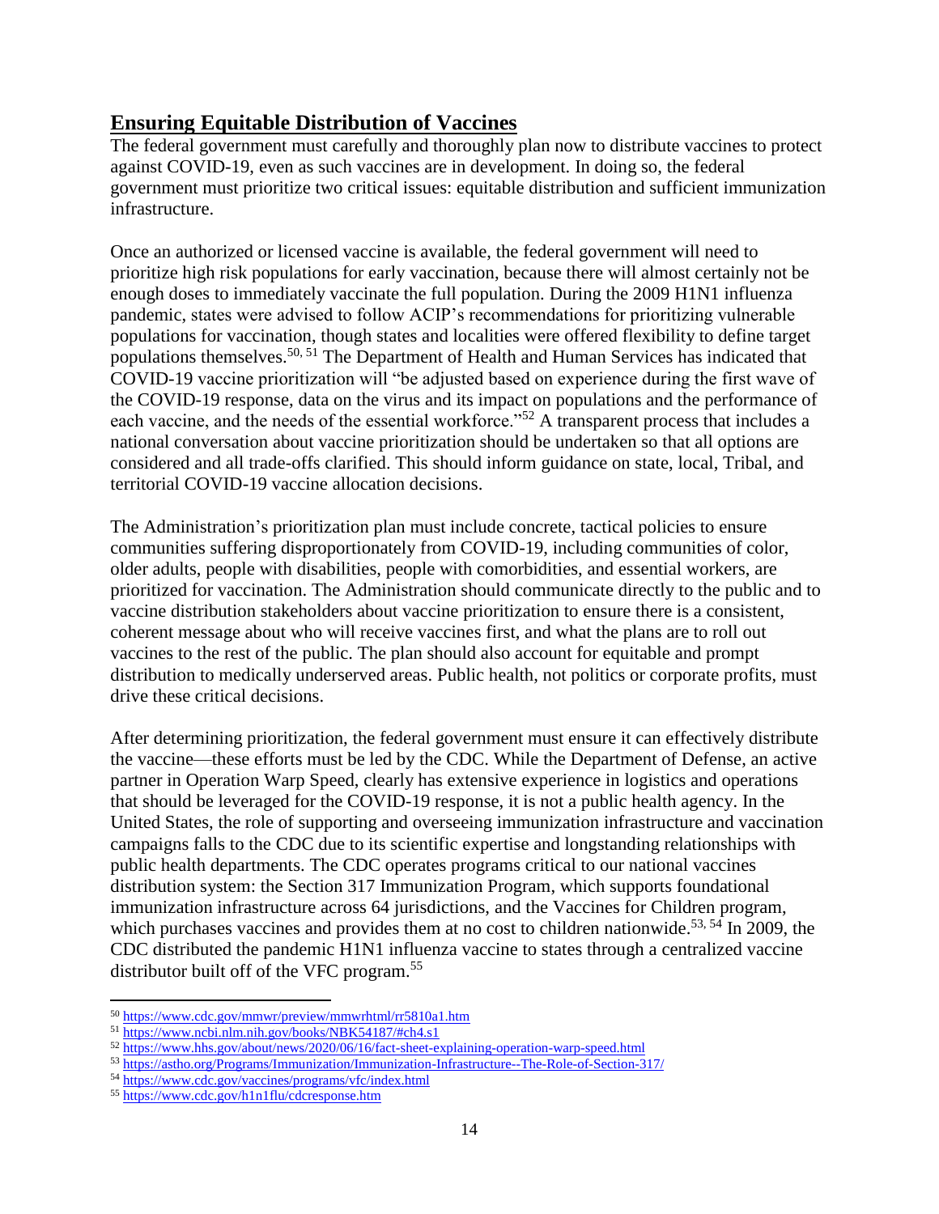## Ensuring Equitable Distribution of Vaccines

The federal government must carefully and thoroughly plan now to distribute vaccines to protect against COVID-19, even as such vaccines are in development. In doing so, the federal government must prioritize two critical issues: equitable distribution and sufficient immunization infrastructure.

Once an authorized or licensed vaccine is available, the federal government will need to prioritize high risk populations for early vaccination, because there will almost certainly not be enough doses to immediately vaccinate the full population. During the 2009 H1N1 influenza pandemic, states were advised to follow ACIP's recommendations for prioritizing vulnerable populations for vaccination, though states and localities were offered flexibility to define target populations themselves.[50, 51] The Department of Health and Human Services has indicated that COVID-19 vaccine prioritization will "be adjusted based on experience during the first wave of the COVID-19 response, data on the virus and its impact on populations and the performance of each vaccine, and the needs of the essential workforce."[52] A transparent process that includes a national conversation about vaccine prioritization should be undertaken so that all options are considered and all trade-offs clarified. This should inform guidance on state, local, Tribal, and territorial COVID-19 vaccine allocation decisions.

The Administration's prioritization plan must include concrete, tactical policies to ensure communities suffering disproportionately from COVID-19, including communities of color, older adults, people with disabilities, people with comorbidities, and essential workers, are prioritized for vaccination. The Administration should communicate directly to the public and to vaccine distribution stakeholders about vaccine prioritization to ensure there is a consistent, coherent message about who will receive vaccines first, and what the plans are to roll out vaccines to the rest of the public. The plan should also account for equitable and prompt distribution to medically underserved areas. Public health, not politics or corporate profits, must drive these critical decisions.

After determining prioritization, the federal government must ensure it can effectively distribute the vaccine—these efforts must be led by the CDC. While the Department of Defense, an active partner in Operation Warp Speed, clearly has extensive experience in logistics and operations that should be leveraged for the COVID-19 response, it is not a public health agency. In the United States, the role of supporting and overseeing immunization infrastructure and vaccination campaigns falls to the CDC due to its scientific expertise and longstanding relationships with public health departments. The CDC operates programs critical to our national vaccines distribution system: the Section 317 Immunization Program, which supports foundational immunization infrastructure across 64 jurisdictions, and the Vaccines for Children program, which purchases vaccines and provides them at no cost to children nationwide.[53, 54] In 2009, the CDC distributed the pandemic H1N1 influenza vaccine to states through a centralized vaccine distributor built off of the VFC program.[55]

---

[50] https://www.cdc.gov/mmwr/preview/mmwrhtml/rr5810a1.htm

[51] https://www.ncbi.nlm.nih.gov/books/NBK54187/#ch4.s1

[52] https://www.hhs.gov/about/news/2020/06/16/fact-sheet-explaining-operation-warp-speed.html

[53] https://astho.org/Programs/Immunization/Immunization-Infrastructure--The-Role-of-Section-317/

[54] https://www.cdc.gov/vaccines/programs/vfc/index.html

[55] https://www.cdc.gov/h1n1flu/cdcresponse.htm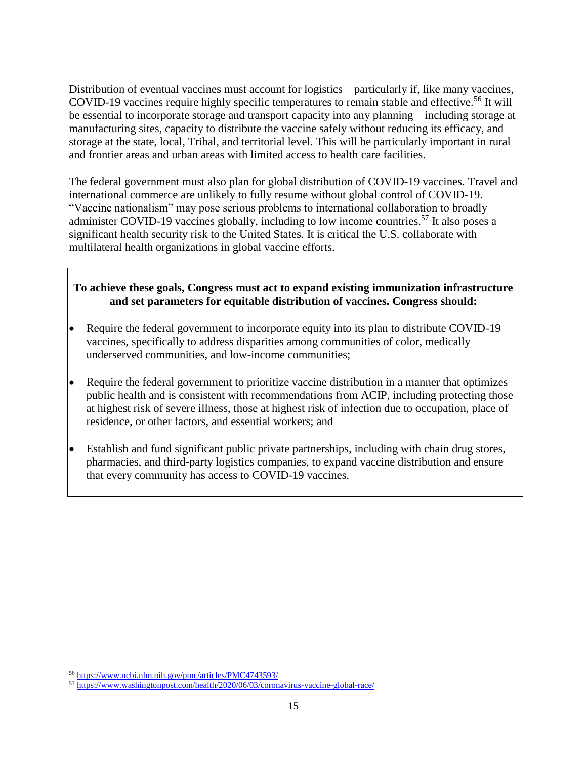Distribution of eventual vaccines must account for logistics—particularly if, like many vaccines, COVID-19 vaccines require highly specific temperatures to remain stable and effective.[56] It will be essential to incorporate storage and transport capacity into any planning—including storage at manufacturing sites, capacity to distribute the vaccine safely without reducing its efficacy, and storage at the state, local, Tribal, and territorial level. This will be particularly important in rural and frontier areas and urban areas with limited access to health care facilities.

The federal government must also plan for global distribution of COVID-19 vaccines. Travel and international commerce are unlikely to fully resume without global control of COVID-19. "Vaccine nationalism" may pose serious problems to international collaboration to broadly administer COVID-19 vaccines globally, including to low income countries.[57] It also poses a significant health security risk to the United States. It is critical the U.S. collaborate with multilateral health organizations in global vaccine efforts.

**To achieve these goals, Congress must act to expand existing immunization infrastructure and set parameters for equitable distribution of vaccines. Congress should:**

- Require the federal government to incorporate equity into its plan to distribute COVID-19 vaccines, specifically to address disparities among communities of color, medically underserved communities, and low-income communities;
- Require the federal government to prioritize vaccine distribution in a manner that optimizes public health and is consistent with recommendations from ACIP, including protecting those at highest risk of severe illness, those at highest risk of infection due to occupation, place of residence, or other factors, and essential workers; and
- Establish and fund significant public private partnerships, including with chain drug stores, pharmacies, and third-party logistics companies, to expand vaccine distribution and ensure that every community has access to COVID-19 vaccines.

---

[56] https://www.ncbi.nlm.nih.gov/pmc/articles/PMC4743593/

[57] https://www.washingtonpost.com/health/2020/06/03/coronavirus-vaccine-global-race/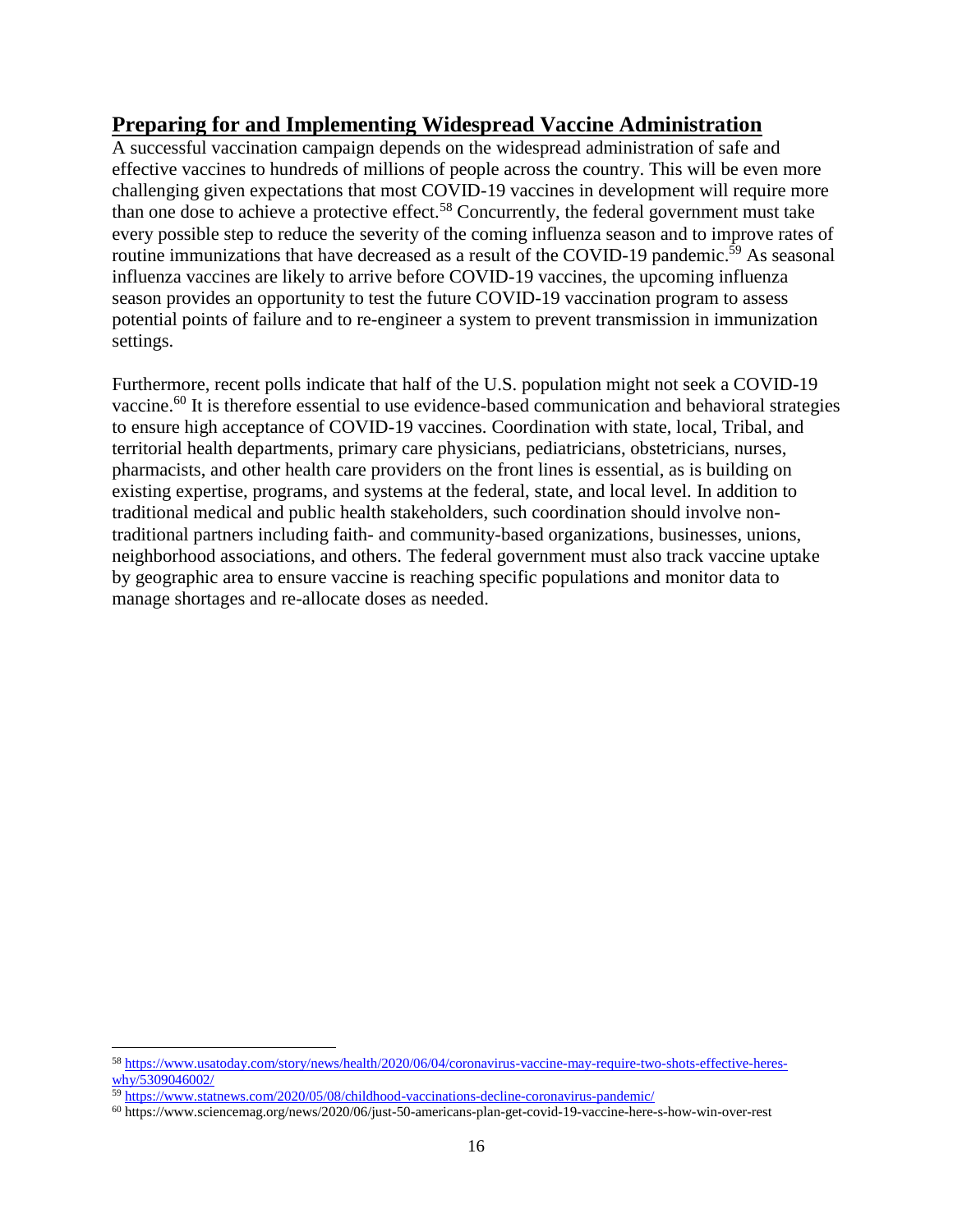## Preparing for and Implementing Widespread Vaccine Administration

A successful vaccination campaign depends on the widespread administration of safe and effective vaccines to hundreds of millions of people across the country. This will be even more challenging given expectations that most COVID-19 vaccines in development will require more than one dose to achieve a protective effect.[58] Concurrently, the federal government must take every possible step to reduce the severity of the coming influenza season and to improve rates of routine immunizations that have decreased as a result of the COVID-19 pandemic.[59] As seasonal influenza vaccines are likely to arrive before COVID-19 vaccines, the upcoming influenza season provides an opportunity to test the future COVID-19 vaccination program to assess potential points of failure and to re-engineer a system to prevent transmission in immunization settings.

Furthermore, recent polls indicate that half of the U.S. population might not seek a COVID-19 vaccine.[60] It is therefore essential to use evidence-based communication and behavioral strategies to ensure high acceptance of COVID-19 vaccines. Coordination with state, local, Tribal, and territorial health departments, primary care physicians, pediatricians, obstetricians, nurses, pharmacists, and other health care providers on the front lines is essential, as is building on existing expertise, programs, and systems at the federal, state, and local level. In addition to traditional medical and public health stakeholders, such coordination should involve non-traditional partners including faith- and community-based organizations, businesses, unions, neighborhood associations, and others. The federal government must also track vaccine uptake by geographic area to ensure vaccine is reaching specific populations and monitor data to manage shortages and re-allocate doses as needed.

---

[58] https://www.usatoday.com/story/news/health/2020/06/04/coronavirus-vaccine-may-require-two-shots-effective-heres-why/5309046002/

[59] https://www.statnews.com/2020/05/08/childhood-vaccinations-decline-coronavirus-pandemic/

[60] https://www.sciencemag.org/news/2020/06/just-50-americans-plan-get-covid-19-vaccine-here-s-how-win-over-rest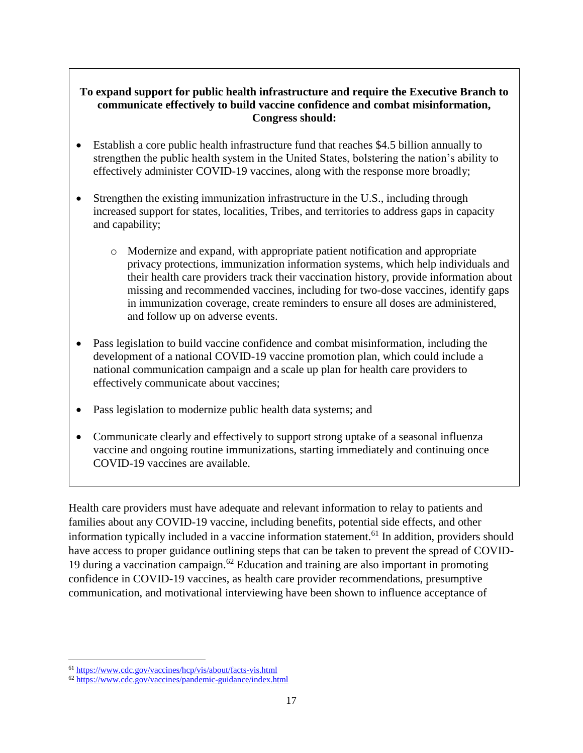**To expand support for public health infrastructure and require the Executive Branch to communicate effectively to build vaccine confidence and combat misinformation, Congress should:**

- Establish a core public health infrastructure fund that reaches $4.5 billion annually to strengthen the public health system in the United States, bolstering the nation's ability to effectively administer COVID-19 vaccines, along with the response more broadly;
- Strengthen the existing immunization infrastructure in the U.S., including through increased support for states, localities, Tribes, and territories to address gaps in capacity and capability;
  - Modernize and expand, with appropriate patient notification and appropriate privacy protections, immunization information systems, which help individuals and their health care providers track their vaccination history, provide information about missing and recommended vaccines, including for two-dose vaccines, identify gaps in immunization coverage, create reminders to ensure all doses are administered, and follow up on adverse events.
- Pass legislation to build vaccine confidence and combat misinformation, including the development of a national COVID-19 vaccine promotion plan, which could include a national communication campaign and a scale up plan for health care providers to effectively communicate about vaccines;
- Pass legislation to modernize public health data systems; and
- Communicate clearly and effectively to support strong uptake of a seasonal influenza vaccine and ongoing routine immunizations, starting immediately and continuing once COVID-19 vaccines are available.

Health care providers must have adequate and relevant information to relay to patients and families about any COVID-19 vaccine, including benefits, potential side effects, and other information typically included in a vaccine information statement.[61] In addition, providers should have access to proper guidance outlining steps that can be taken to prevent the spread of COVID-19 during a vaccination campaign.[62] Education and training are also important in promoting confidence in COVID-19 vaccines, as health care provider recommendations, presumptive communication, and motivational interviewing have been shown to influence acceptance of

[61] https://www.cdc.gov/vaccines/hcp/vis/about/facts-vis.html

[62] https://www.cdc.gov/vaccines/pandemic-guidance/index.html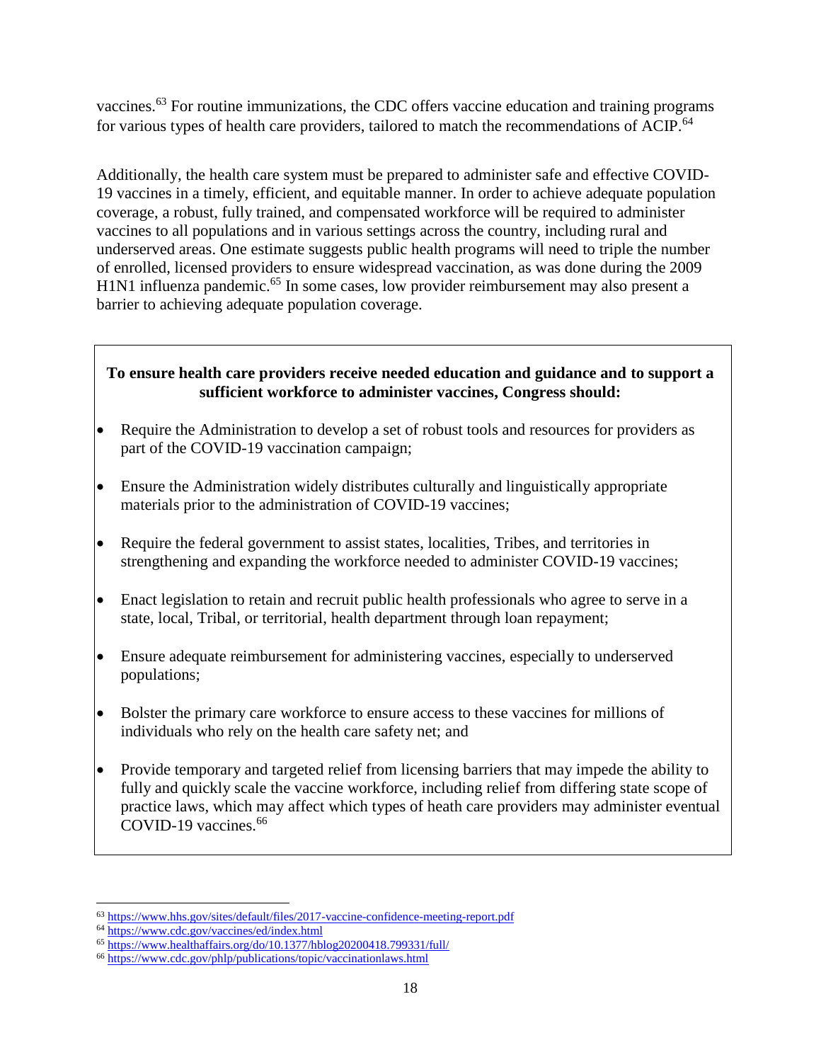vaccines.[63] For routine immunizations, the CDC offers vaccine education and training programs for various types of health care providers, tailored to match the recommendations of ACIP.[64]

Additionally, the health care system must be prepared to administer safe and effective COVID-19 vaccines in a timely, efficient, and equitable manner. In order to achieve adequate population coverage, a robust, fully trained, and compensated workforce will be required to administer vaccines to all populations and in various settings across the country, including rural and underserved areas. One estimate suggests public health programs will need to triple the number of enrolled, licensed providers to ensure widespread vaccination, as was done during the 2009 H1N1 influenza pandemic.[65] In some cases, low provider reimbursement may also present a barrier to achieving adequate population coverage.

**To ensure health care providers receive needed education and guidance and to support a sufficient workforce to administer vaccines, Congress should:**

- Require the Administration to develop a set of robust tools and resources for providers as part of the COVID-19 vaccination campaign;
- Ensure the Administration widely distributes culturally and linguistically appropriate materials prior to the administration of COVID-19 vaccines;
- Require the federal government to assist states, localities, Tribes, and territories in strengthening and expanding the workforce needed to administer COVID-19 vaccines;
- Enact legislation to retain and recruit public health professionals who agree to serve in a state, local, Tribal, or territorial, health department through loan repayment;
- Ensure adequate reimbursement for administering vaccines, especially to underserved populations;
- Bolster the primary care workforce to ensure access to these vaccines for millions of individuals who rely on the health care safety net; and
- Provide temporary and targeted relief from licensing barriers that may impede the ability to fully and quickly scale the vaccine workforce, including relief from differing state scope of practice laws, which may affect which types of heath care providers may administer eventual COVID-19 vaccines.[66]

---

[63] https://www.hhs.gov/sites/default/files/2017-vaccine-confidence-meeting-report.pdf

[64] https://www.cdc.gov/vaccines/ed/index.html

[65] https://www.healthaffairs.org/do/10.1377/hblog20200418.799331/full/

[66] https://www.cdc.gov/phlp/publications/topic/vaccinationlaws.html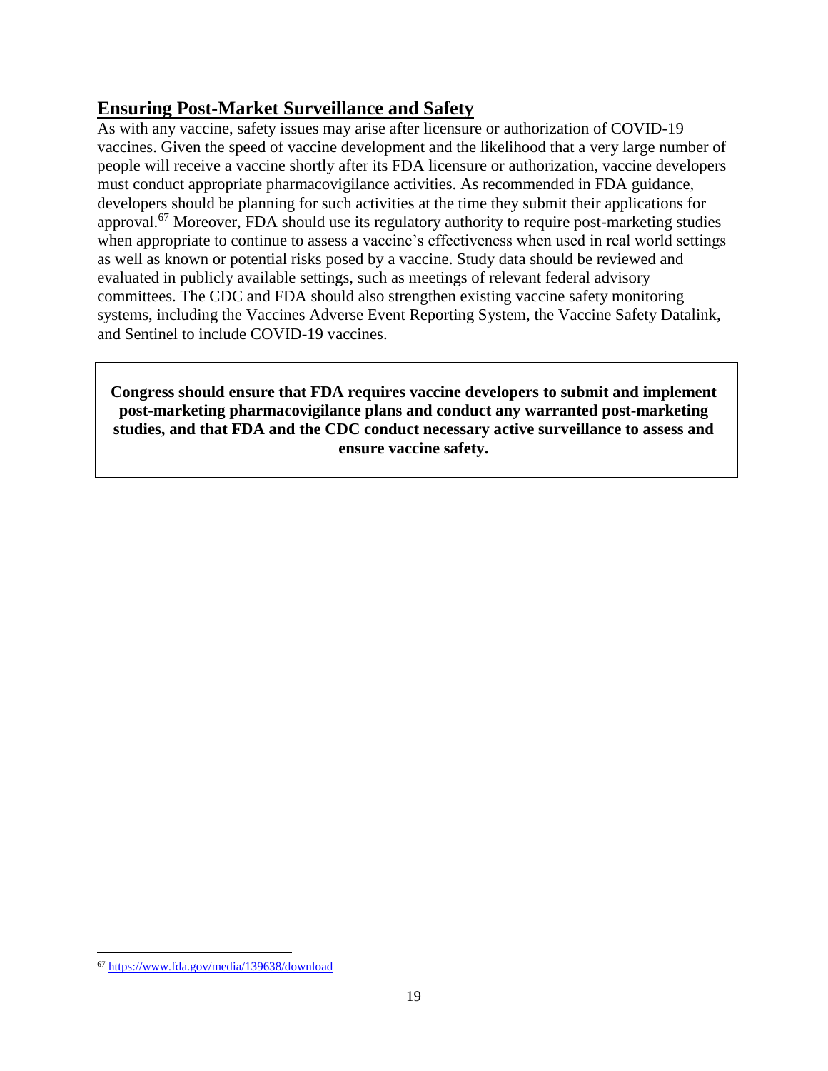## Ensuring Post-Market Surveillance and Safety

As with any vaccine, safety issues may arise after licensure or authorization of COVID-19 vaccines. Given the speed of vaccine development and the likelihood that a very large number of people will receive a vaccine shortly after its FDA licensure or authorization, vaccine developers must conduct appropriate pharmacovigilance activities. As recommended in FDA guidance, developers should be planning for such activities at the time they submit their applications for approval.[67] Moreover, FDA should use its regulatory authority to require post-marketing studies when appropriate to continue to assess a vaccine's effectiveness when used in real world settings as well as known or potential risks posed by a vaccine. Study data should be reviewed and evaluated in publicly available settings, such as meetings of relevant federal advisory committees. The CDC and FDA should also strengthen existing vaccine safety monitoring systems, including the Vaccines Adverse Event Reporting System, the Vaccine Safety Datalink, and Sentinel to include COVID-19 vaccines.

> **Congress should ensure that FDA requires vaccine developers to submit and implement post-marketing pharmacovigilance plans and conduct any warranted post-marketing studies, and that FDA and the CDC conduct necessary active surveillance to assess and ensure vaccine safety.**

---

[67] https://www.fda.gov/media/139638/download